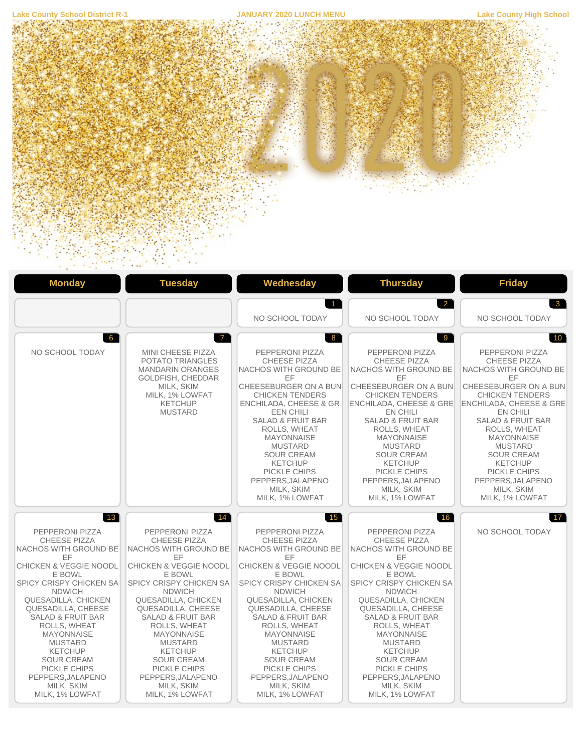Lake County School District R-1 | JANUARY 2020 LUNCH MENU | Lake County High School

# 2020

| Monday | Tuesday | Wednesday | Thursday | Friday |
|---|---|---|---|---|
| | | 1<br>NO SCHOOL TODAY | 2<br>NO SCHOOL TODAY | 3<br>NO SCHOOL TODAY |
| 6<br>NO SCHOOL TODAY | 7<br>MINI CHEESE PIZZA<br>POTATO TRIANGLES<br>MANDARIN ORANGES<br>GOLDFISH, CHEDDAR<br>MILK, SKIM<br>MILK, 1% LOWFAT<br>KETCHUP<br>MUSTARD | 8<br>PEPPERONI PIZZA<br>CHEESE PIZZA<br>NACHOS WITH GROUND BEEF<br>CHEESEBURGER ON A BUN<br>CHICKEN TENDERS<br>ENCHILADA, CHEESE & GREEN CHILI<br>SALAD & FRUIT BAR<br>ROLLS, WHEAT<br>MAYONNAISE<br>MUSTARD<br>SOUR CREAM<br>KETCHUP<br>PICKLE CHIPS<br>PEPPERS,JALAPENO<br>MILK, SKIM<br>MILK, 1% LOWFAT | 9<br>PEPPERONI PIZZA<br>CHEESE PIZZA<br>NACHOS WITH GROUND BEEF<br>CHEESEBURGER ON A BUN<br>CHICKEN TENDERS<br>ENCHILADA, CHEESE & GREEN CHILI<br>SALAD & FRUIT BAR<br>ROLLS, WHEAT<br>MAYONNAISE<br>MUSTARD<br>SOUR CREAM<br>KETCHUP<br>PICKLE CHIPS<br>PEPPERS,JALAPENO<br>MILK, SKIM<br>MILK, 1% LOWFAT | 10<br>PEPPERONI PIZZA<br>CHEESE PIZZA<br>NACHOS WITH GROUND BEEF<br>CHEESEBURGER ON A BUN<br>CHICKEN TENDERS<br>ENCHILADA, CHEESE & GREEN CHILI<br>SALAD & FRUIT BAR<br>ROLLS, WHEAT<br>MAYONNAISE<br>MUSTARD<br>SOUR CREAM<br>KETCHUP<br>PICKLE CHIPS<br>PEPPERS,JALAPENO<br>MILK, SKIM<br>MILK, 1% LOWFAT |
| 13<br>PEPPERONI PIZZA<br>CHEESE PIZZA<br>NACHOS WITH GROUND BEEF<br>CHICKEN & VEGGIE NOODLE BOWL<br>SPICY CRISPY CHICKEN SANDWICH<br>QUESADILLA, CHICKEN<br>QUESADILLA, CHEESE<br>SALAD & FRUIT BAR<br>ROLLS, WHEAT<br>MAYONNAISE<br>MUSTARD<br>KETCHUP<br>SOUR CREAM<br>PICKLE CHIPS<br>PEPPERS,JALAPENO<br>MILK, SKIM<br>MILK, 1% LOWFAT | 14<br>PEPPERONI PIZZA<br>CHEESE PIZZA<br>NACHOS WITH GROUND BEEF<br>CHICKEN & VEGGIE NOODLE BOWL<br>SPICY CRISPY CHICKEN SANDWICH<br>QUESADILLA, CHICKEN<br>QUESADILLA, CHEESE<br>SALAD & FRUIT BAR<br>ROLLS, WHEAT<br>MAYONNAISE<br>MUSTARD<br>KETCHUP<br>SOUR CREAM<br>PICKLE CHIPS<br>PEPPERS,JALAPENO<br>MILK, SKIM<br>MILK, 1% LOWFAT | 15<br>PEPPERONI PIZZA<br>CHEESE PIZZA<br>NACHOS WITH GROUND BEEF<br>CHICKEN & VEGGIE NOODLE BOWL<br>SPICY CRISPY CHICKEN SANDWICH<br>QUESADILLA, CHICKEN<br>QUESADILLA, CHEESE<br>SALAD & FRUIT BAR<br>ROLLS, WHEAT<br>MAYONNAISE<br>MUSTARD<br>KETCHUP<br>SOUR CREAM<br>PICKLE CHIPS<br>PEPPERS,JALAPENO<br>MILK, SKIM<br>MILK, 1% LOWFAT | 16<br>PEPPERONI PIZZA<br>CHEESE PIZZA<br>NACHOS WITH GROUND BEEF<br>CHICKEN & VEGGIE NOODLE BOWL<br>SPICY CRISPY CHICKEN SANDWICH<br>QUESADILLA, CHICKEN<br>QUESADILLA, CHEESE<br>SALAD & FRUIT BAR<br>ROLLS, WHEAT<br>MAYONNAISE<br>MUSTARD<br>KETCHUP<br>SOUR CREAM<br>PICKLE CHIPS<br>PEPPERS,JALAPENO<br>MILK, SKIM<br>MILK, 1% LOWFAT | 17<br>NO SCHOOL TODAY |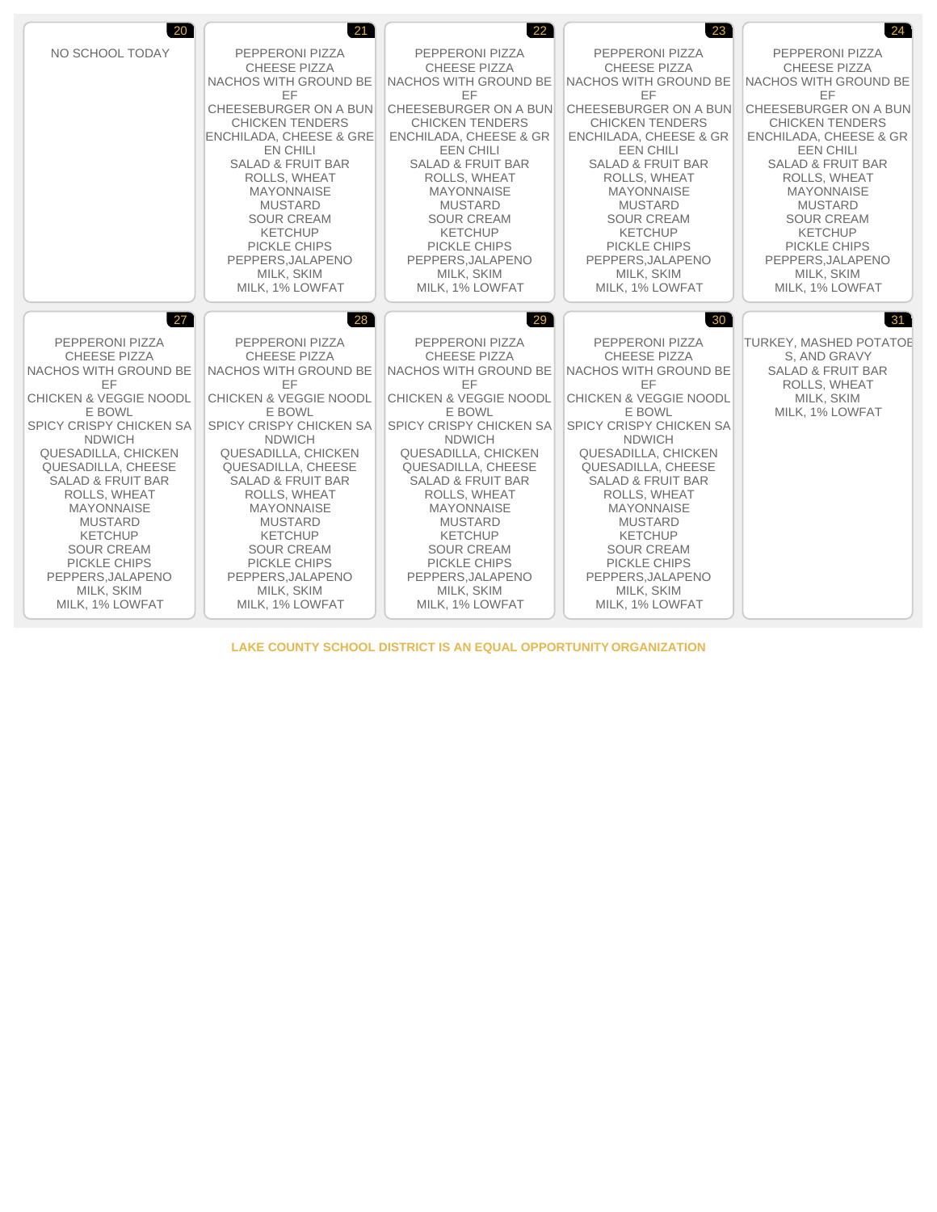| 20 | 21 | 22 | 23 | 24 |
|---|---|---|---|---|
| NO SCHOOL TODAY | PEPPERONI PIZZA<br>CHEESE PIZZA<br>NACHOS WITH GROUND BEEF<br>CHEESEBURGER ON A BUN<br>CHICKEN TENDERS<br>ENCHILADA, CHEESE & GREEN CHILI<br>SALAD & FRUIT BAR<br>ROLLS, WHEAT<br>MAYONNAISE<br>MUSTARD<br>SOUR CREAM<br>KETCHUP<br>PICKLE CHIPS<br>PEPPERS,JALAPENO<br>MILK, SKIM<br>MILK, 1% LOWFAT | PEPPERONI PIZZA<br>CHEESE PIZZA<br>NACHOS WITH GROUND BEEF<br>CHEESEBURGER ON A BUN<br>CHICKEN TENDERS<br>ENCHILADA, CHEESE & GREEN CHILI<br>SALAD & FRUIT BAR<br>ROLLS, WHEAT<br>MAYONNAISE<br>MUSTARD<br>SOUR CREAM<br>KETCHUP<br>PICKLE CHIPS<br>PEPPERS,JALAPENO<br>MILK, SKIM<br>MILK, 1% LOWFAT | PEPPERONI PIZZA<br>CHEESE PIZZA<br>NACHOS WITH GROUND BEEF<br>CHEESEBURGER ON A BUN<br>CHICKEN TENDERS<br>ENCHILADA, CHEESE & GREEN CHILI<br>SALAD & FRUIT BAR<br>ROLLS, WHEAT<br>MAYONNAISE<br>MUSTARD<br>SOUR CREAM<br>KETCHUP<br>PICKLE CHIPS<br>PEPPERS,JALAPENO<br>MILK, SKIM<br>MILK, 1% LOWFAT | PEPPERONI PIZZA<br>CHEESE PIZZA<br>NACHOS WITH GROUND BEEF<br>CHEESEBURGER ON A BUN<br>CHICKEN TENDERS<br>ENCHILADA, CHEESE & GREEN CHILI<br>SALAD & FRUIT BAR<br>ROLLS, WHEAT<br>MAYONNAISE<br>MUSTARD<br>SOUR CREAM<br>KETCHUP<br>PICKLE CHIPS<br>PEPPERS,JALAPENO<br>MILK, SKIM<br>MILK, 1% LOWFAT |
| **27** | **28** | **29** | **30** | **31** |
| PEPPERONI PIZZA<br>CHEESE PIZZA<br>NACHOS WITH GROUND BEEF<br>CHICKEN & VEGGIE NOODLE BOWL<br>SPICY CRISPY CHICKEN SANDWICH<br>QUESADILLA, CHICKEN<br>QUESADILLA, CHEESE<br>SALAD & FRUIT BAR<br>ROLLS, WHEAT<br>MAYONNAISE<br>MUSTARD<br>KETCHUP<br>SOUR CREAM<br>PICKLE CHIPS<br>PEPPERS,JALAPENO<br>MILK, SKIM<br>MILK, 1% LOWFAT | PEPPERONI PIZZA<br>CHEESE PIZZA<br>NACHOS WITH GROUND BEEF<br>CHICKEN & VEGGIE NOODLE BOWL<br>SPICY CRISPY CHICKEN SANDWICH<br>QUESADILLA, CHICKEN<br>QUESADILLA, CHEESE<br>SALAD & FRUIT BAR<br>ROLLS, WHEAT<br>MAYONNAISE<br>MUSTARD<br>KETCHUP<br>SOUR CREAM<br>PICKLE CHIPS<br>PEPPERS,JALAPENO<br>MILK, SKIM<br>MILK, 1% LOWFAT | PEPPERONI PIZZA<br>CHEESE PIZZA<br>NACHOS WITH GROUND BEEF<br>CHICKEN & VEGGIE NOODLE BOWL<br>SPICY CRISPY CHICKEN SANDWICH<br>QUESADILLA, CHICKEN<br>QUESADILLA, CHEESE<br>SALAD & FRUIT BAR<br>ROLLS, WHEAT<br>MAYONNAISE<br>MUSTARD<br>KETCHUP<br>SOUR CREAM<br>PICKLE CHIPS<br>PEPPERS,JALAPENO<br>MILK, SKIM<br>MILK, 1% LOWFAT | PEPPERONI PIZZA<br>CHEESE PIZZA<br>NACHOS WITH GROUND BEEF<br>CHICKEN & VEGGIE NOODLE BOWL<br>SPICY CRISPY CHICKEN SANDWICH<br>QUESADILLA, CHICKEN<br>QUESADILLA, CHEESE<br>SALAD & FRUIT BAR<br>ROLLS, WHEAT<br>MAYONNAISE<br>MUSTARD<br>KETCHUP<br>SOUR CREAM<br>PICKLE CHIPS<br>PEPPERS,JALAPENO<br>MILK, SKIM<br>MILK, 1% LOWFAT | TURKEY, MASHED POTATOES, AND GRAVY<br>SALAD & FRUIT BAR<br>ROLLS, WHEAT<br>MILK, SKIM<br>MILK, 1% LOWFAT |

**LAKE COUNTY SCHOOL DISTRICT IS AN EQUAL OPPORTUNITY ORGANIZATION**